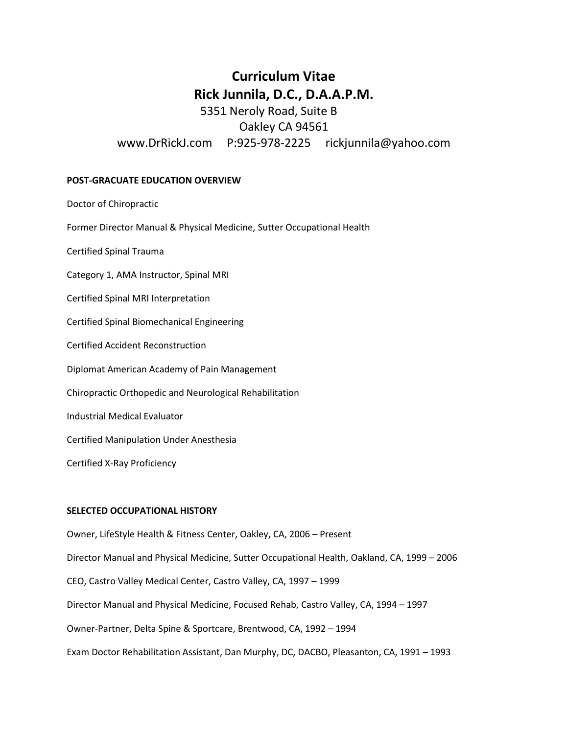# Curriculum Vitae
# Rick Junnila, D.C., D.A.A.P.M.

5351 Neroly Road, Suite B
Oakley CA 94561
www.DrRickJ.com P:925-978-2225 rickjunnila@yahoo.com

## POST-GRACUATE EDUCATION OVERVIEW

Doctor of Chiropractic

Former Director Manual & Physical Medicine, Sutter Occupational Health

Certified Spinal Trauma

Category 1, AMA Instructor, Spinal MRI

Certified Spinal MRI Interpretation

Certified Spinal Biomechanical Engineering

Certified Accident Reconstruction

Diplomat American Academy of Pain Management

Chiropractic Orthopedic and Neurological Rehabilitation

Industrial Medical Evaluator

Certified Manipulation Under Anesthesia

Certified X-Ray Proficiency

## SELECTED OCCUPATIONAL HISTORY

Owner, LifeStyle Health & Fitness Center, Oakley, CA, 2006 – Present

Director Manual and Physical Medicine, Sutter Occupational Health, Oakland, CA, 1999 – 2006

CEO, Castro Valley Medical Center, Castro Valley, CA, 1997 – 1999

Director Manual and Physical Medicine, Focused Rehab, Castro Valley, CA, 1994 – 1997

Owner-Partner, Delta Spine & Sportcare, Brentwood, CA, 1992 – 1994

Exam Doctor Rehabilitation Assistant, Dan Murphy, DC, DACBO, Pleasanton, CA, 1991 – 1993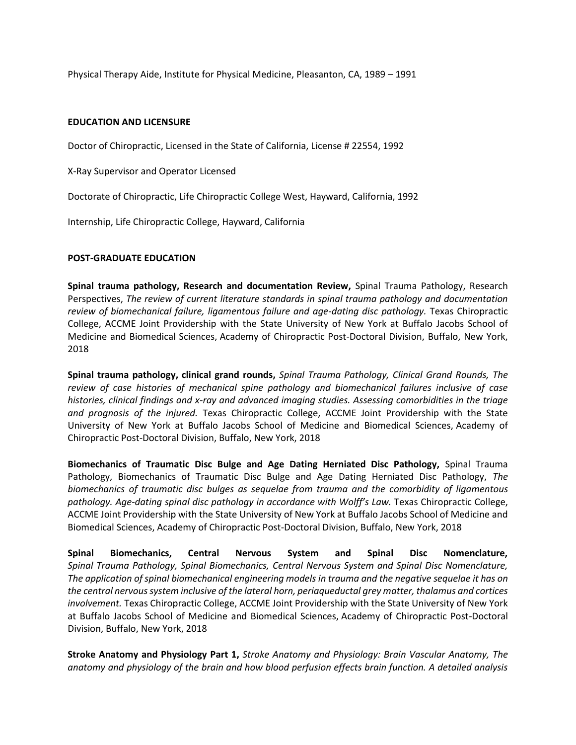Physical Therapy Aide, Institute for Physical Medicine, Pleasanton, CA, 1989 – 1991

**EDUCATION AND LICENSURE**

Doctor of Chiropractic, Licensed in the State of California, License # 22554, 1992

X-Ray Supervisor and Operator Licensed

Doctorate of Chiropractic, Life Chiropractic College West, Hayward, California, 1992

Internship, Life Chiropractic College, Hayward, California

**POST-GRADUATE EDUCATION**

**Spinal trauma pathology, Research and documentation Review,** Spinal Trauma Pathology, Research Perspectives, *The review of current literature standards in spinal trauma pathology and documentation review of biomechanical failure, ligamentous failure and age-dating disc pathology.* Texas Chiropractic College, ACCME Joint Providership with the State University of New York at Buffalo Jacobs School of Medicine and Biomedical Sciences, Academy of Chiropractic Post-Doctoral Division, Buffalo, New York, 2018

**Spinal trauma pathology, clinical grand rounds,** *Spinal Trauma Pathology, Clinical Grand Rounds, The review of case histories of mechanical spine pathology and biomechanical failures inclusive of case histories, clinical findings and x-ray and advanced imaging studies. Assessing comorbidities in the triage and prognosis of the injured.* Texas Chiropractic College, ACCME Joint Providership with the State University of New York at Buffalo Jacobs School of Medicine and Biomedical Sciences, Academy of Chiropractic Post-Doctoral Division, Buffalo, New York, 2018

**Biomechanics of Traumatic Disc Bulge and Age Dating Herniated Disc Pathology,** Spinal Trauma Pathology, Biomechanics of Traumatic Disc Bulge and Age Dating Herniated Disc Pathology, *The biomechanics of traumatic disc bulges as sequelae from trauma and the comorbidity of ligamentous pathology. Age-dating spinal disc pathology in accordance with Wolff's Law.* Texas Chiropractic College, ACCME Joint Providership with the State University of New York at Buffalo Jacobs School of Medicine and Biomedical Sciences, Academy of Chiropractic Post-Doctoral Division, Buffalo, New York, 2018

**Spinal Biomechanics, Central Nervous System and Spinal Disc Nomenclature,** *Spinal Trauma Pathology, Spinal Biomechanics, Central Nervous System and Spinal Disc Nomenclature, The application of spinal biomechanical engineering models in trauma and the negative sequelae it has on the central nervous system inclusive of the lateral horn, periaqueductal grey matter, thalamus and cortices involvement.* Texas Chiropractic College, ACCME Joint Providership with the State University of New York at Buffalo Jacobs School of Medicine and Biomedical Sciences, Academy of Chiropractic Post-Doctoral Division, Buffalo, New York, 2018

**Stroke Anatomy and Physiology Part 1,** *Stroke Anatomy and Physiology: Brain Vascular Anatomy, The anatomy and physiology of the brain and how blood perfusion effects brain function. A detailed analysis*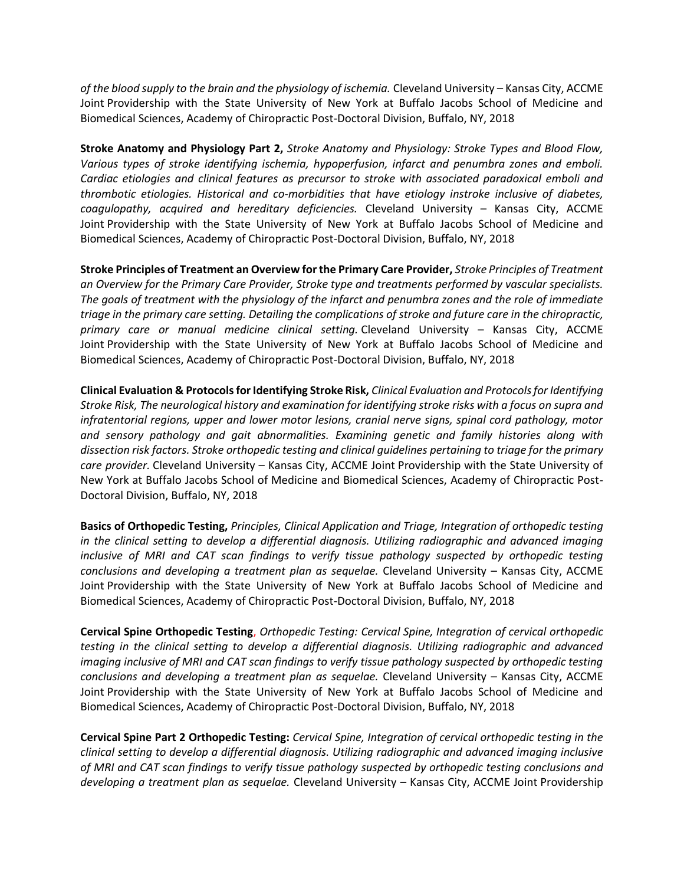*of the blood supply to the brain and the physiology of ischemia.* Cleveland University – Kansas City, ACCME Joint Providership with the State University of New York at Buffalo Jacobs School of Medicine and Biomedical Sciences, Academy of Chiropractic Post-Doctoral Division, Buffalo, NY, 2018

**Stroke Anatomy and Physiology Part 2,** *Stroke Anatomy and Physiology: Stroke Types and Blood Flow, Various types of stroke identifying ischemia, hypoperfusion, infarct and penumbra zones and emboli. Cardiac etiologies and clinical features as precursor to stroke with associated paradoxical emboli and thrombotic etiologies. Historical and co-morbidities that have etiology instroke inclusive of diabetes, coagulopathy, acquired and hereditary deficiencies.* Cleveland University – Kansas City, ACCME Joint Providership with the State University of New York at Buffalo Jacobs School of Medicine and Biomedical Sciences, Academy of Chiropractic Post-Doctoral Division, Buffalo, NY, 2018

**Stroke Principles of Treatment an Overview for the Primary Care Provider,** *Stroke Principles of Treatment an Overview for the Primary Care Provider, Stroke type and treatments performed by vascular specialists. The goals of treatment with the physiology of the infarct and penumbra zones and the role of immediate triage in the primary care setting. Detailing the complications of stroke and future care in the chiropractic, primary care or manual medicine clinical setting.* Cleveland University – Kansas City, ACCME Joint Providership with the State University of New York at Buffalo Jacobs School of Medicine and Biomedical Sciences, Academy of Chiropractic Post-Doctoral Division, Buffalo, NY, 2018

**Clinical Evaluation & Protocols for Identifying Stroke Risk,** *Clinical Evaluation and Protocols for Identifying Stroke Risk, The neurological history and examination for identifying stroke risks with a focus on supra and infratentorial regions, upper and lower motor lesions, cranial nerve signs, spinal cord pathology, motor and sensory pathology and gait abnormalities. Examining genetic and family histories along with dissection risk factors. Stroke orthopedic testing and clinical guidelines pertaining to triage for the primary care provider.* Cleveland University – Kansas City, ACCME Joint Providership with the State University of New York at Buffalo Jacobs School of Medicine and Biomedical Sciences, Academy of Chiropractic Post-Doctoral Division, Buffalo, NY, 2018

**Basics of Orthopedic Testing,** *Principles, Clinical Application and Triage, Integration of orthopedic testing in the clinical setting to develop a differential diagnosis. Utilizing radiographic and advanced imaging inclusive of MRI and CAT scan findings to verify tissue pathology suspected by orthopedic testing conclusions and developing a treatment plan as sequelae.* Cleveland University – Kansas City, ACCME Joint Providership with the State University of New York at Buffalo Jacobs School of Medicine and Biomedical Sciences, Academy of Chiropractic Post-Doctoral Division, Buffalo, NY, 2018

**Cervical Spine Orthopedic Testing**, *Orthopedic Testing: Cervical Spine, Integration of cervical orthopedic testing in the clinical setting to develop a differential diagnosis. Utilizing radiographic and advanced imaging inclusive of MRI and CAT scan findings to verify tissue pathology suspected by orthopedic testing conclusions and developing a treatment plan as sequelae.* Cleveland University – Kansas City, ACCME Joint Providership with the State University of New York at Buffalo Jacobs School of Medicine and Biomedical Sciences, Academy of Chiropractic Post-Doctoral Division, Buffalo, NY, 2018

**Cervical Spine Part 2 Orthopedic Testing:** *Cervical Spine, Integration of cervical orthopedic testing in the clinical setting to develop a differential diagnosis. Utilizing radiographic and advanced imaging inclusive of MRI and CAT scan findings to verify tissue pathology suspected by orthopedic testing conclusions and developing a treatment plan as sequelae.* Cleveland University – Kansas City, ACCME Joint Providership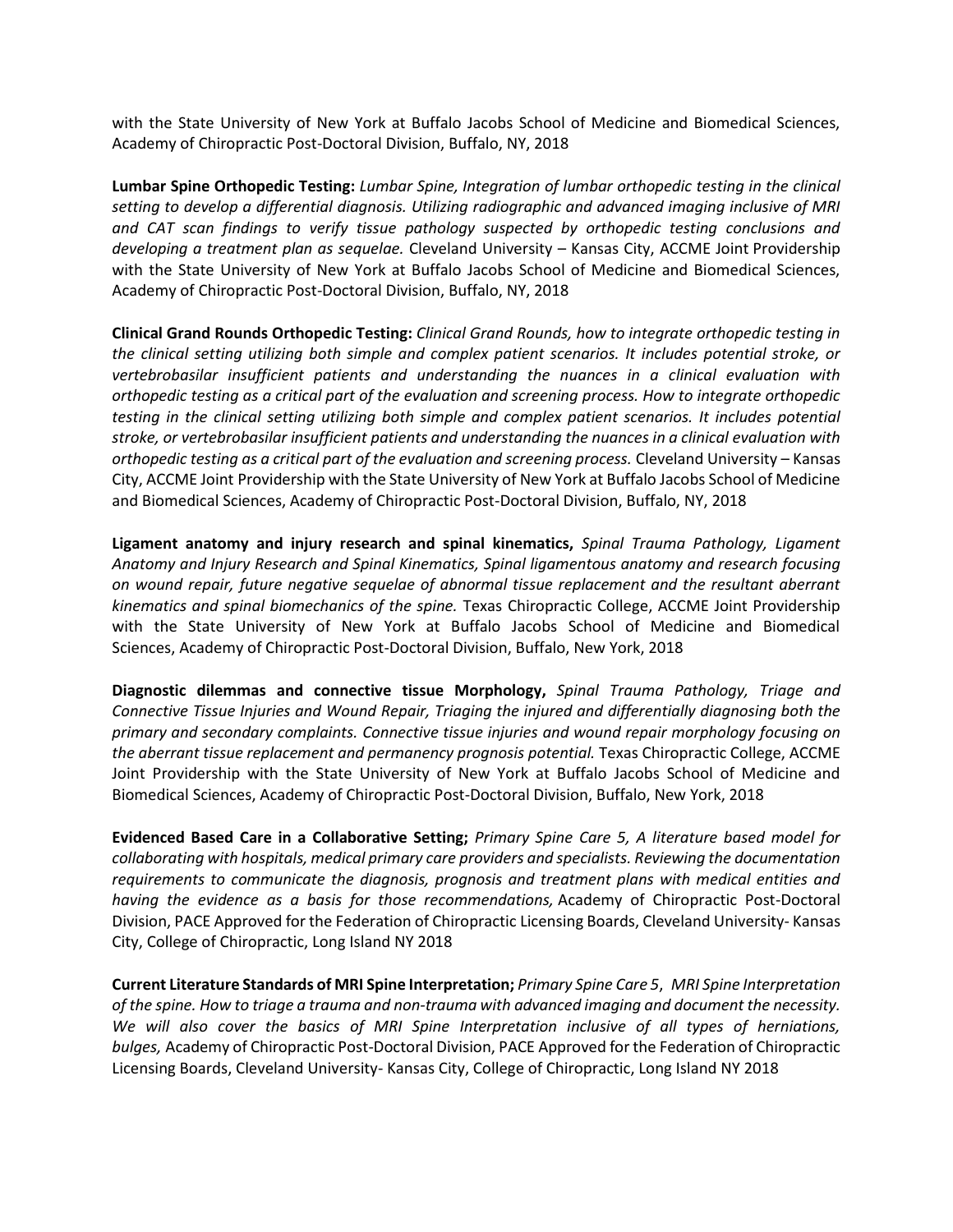with the State University of New York at Buffalo Jacobs School of Medicine and Biomedical Sciences, Academy of Chiropractic Post-Doctoral Division, Buffalo, NY, 2018

**Lumbar Spine Orthopedic Testing:** *Lumbar Spine, Integration of lumbar orthopedic testing in the clinical setting to develop a differential diagnosis. Utilizing radiographic and advanced imaging inclusive of MRI and CAT scan findings to verify tissue pathology suspected by orthopedic testing conclusions and developing a treatment plan as sequelae.* Cleveland University – Kansas City, ACCME Joint Providership with the State University of New York at Buffalo Jacobs School of Medicine and Biomedical Sciences, Academy of Chiropractic Post-Doctoral Division, Buffalo, NY, 2018

**Clinical Grand Rounds Orthopedic Testing:** *Clinical Grand Rounds, how to integrate orthopedic testing in the clinical setting utilizing both simple and complex patient scenarios. It includes potential stroke, or vertebrobasilar insufficient patients and understanding the nuances in a clinical evaluation with orthopedic testing as a critical part of the evaluation and screening process. How to integrate orthopedic testing in the clinical setting utilizing both simple and complex patient scenarios. It includes potential stroke, or vertebrobasilar insufficient patients and understanding the nuances in a clinical evaluation with orthopedic testing as a critical part of the evaluation and screening process.* Cleveland University – Kansas City, ACCME Joint Providership with the State University of New York at Buffalo Jacobs School of Medicine and Biomedical Sciences, Academy of Chiropractic Post-Doctoral Division, Buffalo, NY, 2018

**Ligament anatomy and injury research and spinal kinematics,** *Spinal Trauma Pathology, Ligament Anatomy and Injury Research and Spinal Kinematics, Spinal ligamentous anatomy and research focusing on wound repair, future negative sequelae of abnormal tissue replacement and the resultant aberrant kinematics and spinal biomechanics of the spine.* Texas Chiropractic College, ACCME Joint Providership with the State University of New York at Buffalo Jacobs School of Medicine and Biomedical Sciences, Academy of Chiropractic Post-Doctoral Division, Buffalo, New York, 2018

**Diagnostic dilemmas and connective tissue Morphology,** *Spinal Trauma Pathology, Triage and Connective Tissue Injuries and Wound Repair, Triaging the injured and differentially diagnosing both the primary and secondary complaints. Connective tissue injuries and wound repair morphology focusing on the aberrant tissue replacement and permanency prognosis potential.* Texas Chiropractic College, ACCME Joint Providership with the State University of New York at Buffalo Jacobs School of Medicine and Biomedical Sciences, Academy of Chiropractic Post-Doctoral Division, Buffalo, New York, 2018

**Evidenced Based Care in a Collaborative Setting;** *Primary Spine Care 5, A literature based model for collaborating with hospitals, medical primary care providers and specialists. Reviewing the documentation requirements to communicate the diagnosis, prognosis and treatment plans with medical entities and having the evidence as a basis for those recommendations,* Academy of Chiropractic Post-Doctoral Division, PACE Approved for the Federation of Chiropractic Licensing Boards, Cleveland University- Kansas City, College of Chiropractic, Long Island NY 2018

**Current Literature Standards of MRI Spine Interpretation;** *Primary Spine Care 5, MRI Spine Interpretation of the spine. How to triage a trauma and non-trauma with advanced imaging and document the necessity. We will also cover the basics of MRI Spine Interpretation inclusive of all types of herniations, bulges,* Academy of Chiropractic Post-Doctoral Division, PACE Approved for the Federation of Chiropractic Licensing Boards, Cleveland University- Kansas City, College of Chiropractic, Long Island NY 2018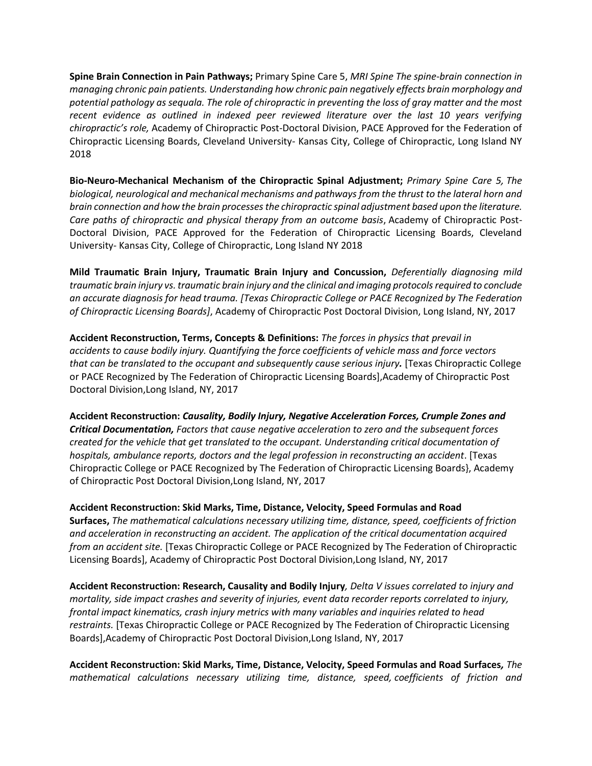**Spine Brain Connection in Pain Pathways;** Primary Spine Care 5, *MRI Spine The spine-brain connection in managing chronic pain patients. Understanding how chronic pain negatively effects brain morphology and potential pathology as sequala. The role of chiropractic in preventing the loss of gray matter and the most recent evidence as outlined in indexed peer reviewed literature over the last 10 years verifying chiropractic's role,* Academy of Chiropractic Post-Doctoral Division, PACE Approved for the Federation of Chiropractic Licensing Boards, Cleveland University- Kansas City, College of Chiropractic, Long Island NY 2018

**Bio-Neuro-Mechanical Mechanism of the Chiropractic Spinal Adjustment;** *Primary Spine Care 5, The biological, neurological and mechanical mechanisms and pathways from the thrust to the lateral horn and brain connection and how the brain processes the chiropractic spinal adjustment based upon the literature. Care paths of chiropractic and physical therapy from an outcome basis*, Academy of Chiropractic Post-Doctoral Division, PACE Approved for the Federation of Chiropractic Licensing Boards, Cleveland University- Kansas City, College of Chiropractic, Long Island NY 2018

**Mild Traumatic Brain Injury, Traumatic Brain Injury and Concussion,** *Deferentially diagnosing mild traumatic brain injury vs. traumatic brain injury and the clinical and imaging protocols required to conclude an accurate diagnosis for head trauma. [Texas Chiropractic College or PACE Recognized by The Federation of Chiropractic Licensing Boards]*, Academy of Chiropractic Post Doctoral Division, Long Island, NY, 2017

**Accident Reconstruction, Terms, Concepts & Definitions:** *The forces in physics that prevail in accidents to cause bodily injury. Quantifying the force coefficients of vehicle mass and force vectors that can be translated to the occupant and subsequently cause serious injury.* [Texas Chiropractic College or PACE Recognized by The Federation of Chiropractic Licensing Boards],Academy of Chiropractic Post Doctoral Division,Long Island, NY, 2017

**Accident Reconstruction: *Causality, Bodily Injury, Negative Acceleration Forces, Crumple Zones and Critical Documentation,*** *Factors that cause negative acceleration to zero and the subsequent forces created for the vehicle that get translated to the occupant. Understanding critical documentation of hospitals, ambulance reports, doctors and the legal profession in reconstructing an accident*. [Texas Chiropractic College or PACE Recognized by The Federation of Chiropractic Licensing Boards}, Academy of Chiropractic Post Doctoral Division,Long Island, NY, 2017

**Accident Reconstruction: Skid Marks, Time, Distance, Velocity, Speed Formulas and Road Surfaces,** *The mathematical calculations necessary utilizing time, distance, speed, coefficients of friction and acceleration in reconstructing an accident. The application of the critical documentation acquired from an accident site.* [Texas Chiropractic College or PACE Recognized by The Federation of Chiropractic Licensing Boards], Academy of Chiropractic Post Doctoral Division,Long Island, NY, 2017

**Accident Reconstruction: Research, Causality and Bodily Injury***, Delta V issues correlated to injury and mortality, side impact crashes and severity of injuries, event data recorder reports correlated to injury, frontal impact kinematics, crash injury metrics with many variables and inquiries related to head restraints.* [Texas Chiropractic College or PACE Recognized by The Federation of Chiropractic Licensing Boards],Academy of Chiropractic Post Doctoral Division,Long Island, NY, 2017

**Accident Reconstruction: Skid Marks, Time, Distance, Velocity, Speed Formulas and Road Surfaces***, The mathematical calculations necessary utilizing time, distance, speed, coefficients of friction and*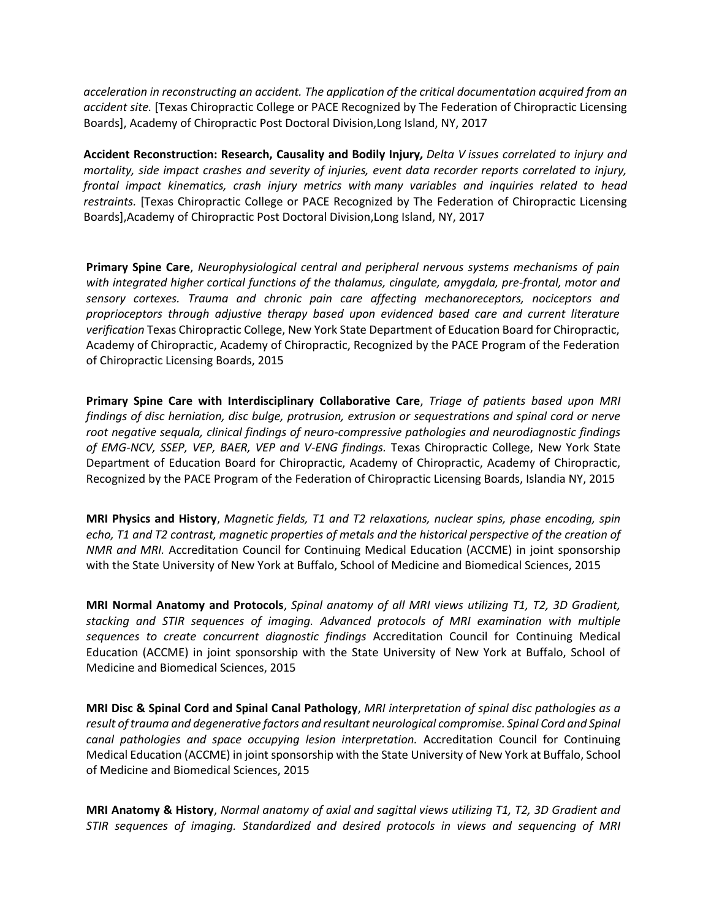*acceleration in reconstructing an accident. The application of the critical documentation acquired from an accident site.* [Texas Chiropractic College or PACE Recognized by The Federation of Chiropractic Licensing Boards], Academy of Chiropractic Post Doctoral Division,Long Island, NY, 2017

**Accident Reconstruction: Research, Causality and Bodily Injury,** *Delta V issues correlated to injury and mortality, side impact crashes and severity of injuries, event data recorder reports correlated to injury, frontal impact kinematics, crash injury metrics with many variables and inquiries related to head restraints.* [Texas Chiropractic College or PACE Recognized by The Federation of Chiropractic Licensing Boards],Academy of Chiropractic Post Doctoral Division,Long Island, NY, 2017

**Primary Spine Care**, *Neurophysiological central and peripheral nervous systems mechanisms of pain with integrated higher cortical functions of the thalamus, cingulate, amygdala, pre-frontal, motor and sensory cortexes. Trauma and chronic pain care affecting mechanoreceptors, nociceptors and proprioceptors through adjustive therapy based upon evidenced based care and current literature verification* Texas Chiropractic College, New York State Department of Education Board for Chiropractic, Academy of Chiropractic, Academy of Chiropractic, Recognized by the PACE Program of the Federation of Chiropractic Licensing Boards, 2015

**Primary Spine Care with Interdisciplinary Collaborative Care**, *Triage of patients based upon MRI findings of disc herniation, disc bulge, protrusion, extrusion or sequestrations and spinal cord or nerve root negative sequala, clinical findings of neuro-compressive pathologies and neurodiagnostic findings of EMG-NCV, SSEP, VEP, BAER, VEP and V-ENG findings.* Texas Chiropractic College, New York State Department of Education Board for Chiropractic, Academy of Chiropractic, Academy of Chiropractic, Recognized by the PACE Program of the Federation of Chiropractic Licensing Boards, Islandia NY, 2015

**MRI Physics and History**, *Magnetic fields, T1 and T2 relaxations, nuclear spins, phase encoding, spin echo, T1 and T2 contrast, magnetic properties of metals and the historical perspective of the creation of NMR and MRI.* Accreditation Council for Continuing Medical Education (ACCME) in joint sponsorship with the State University of New York at Buffalo, School of Medicine and Biomedical Sciences, 2015

**MRI Normal Anatomy and Protocols**, *Spinal anatomy of all MRI views utilizing T1, T2, 3D Gradient, stacking and STIR sequences of imaging. Advanced protocols of MRI examination with multiple sequences to create concurrent diagnostic findings* Accreditation Council for Continuing Medical Education (ACCME) in joint sponsorship with the State University of New York at Buffalo, School of Medicine and Biomedical Sciences, 2015

**MRI Disc & Spinal Cord and Spinal Canal Pathology**, *MRI interpretation of spinal disc pathologies as a result of trauma and degenerative factors and resultant neurological compromise. Spinal Cord and Spinal canal pathologies and space occupying lesion interpretation.* Accreditation Council for Continuing Medical Education (ACCME) in joint sponsorship with the State University of New York at Buffalo, School of Medicine and Biomedical Sciences, 2015

**MRI Anatomy & History**, *Normal anatomy of axial and sagittal views utilizing T1, T2, 3D Gradient and STIR sequences of imaging. Standardized and desired protocols in views and sequencing of MRI*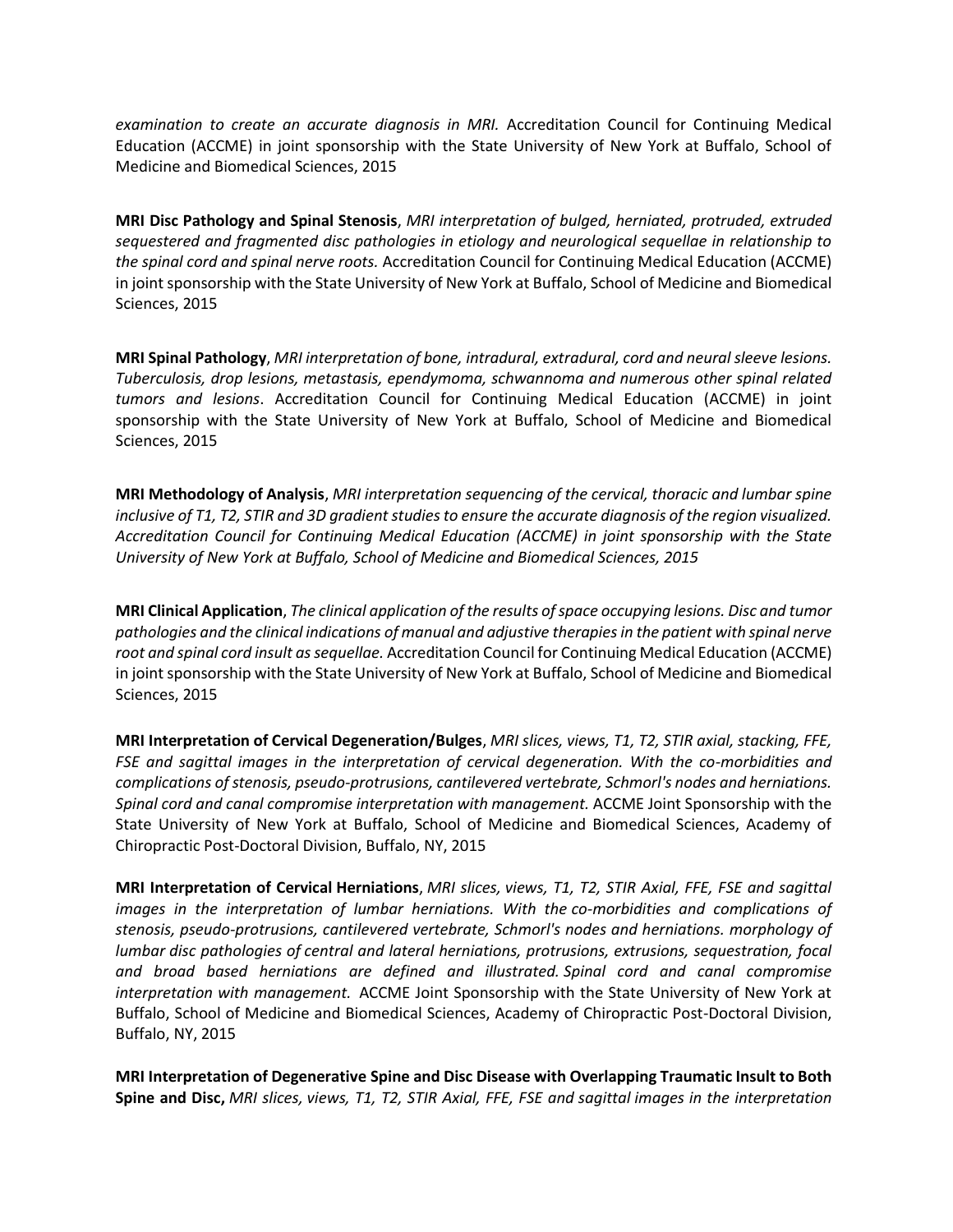*examination to create an accurate diagnosis in MRI.* Accreditation Council for Continuing Medical Education (ACCME) in joint sponsorship with the State University of New York at Buffalo, School of Medicine and Biomedical Sciences, 2015

**MRI Disc Pathology and Spinal Stenosis**, *MRI interpretation of bulged, herniated, protruded, extruded sequestered and fragmented disc pathologies in etiology and neurological sequellae in relationship to the spinal cord and spinal nerve roots.* Accreditation Council for Continuing Medical Education (ACCME) in joint sponsorship with the State University of New York at Buffalo, School of Medicine and Biomedical Sciences, 2015

**MRI Spinal Pathology**, *MRI interpretation of bone, intradural, extradural, cord and neural sleeve lesions. Tuberculosis, drop lesions, metastasis, ependymoma, schwannoma and numerous other spinal related tumors and lesions*. Accreditation Council for Continuing Medical Education (ACCME) in joint sponsorship with the State University of New York at Buffalo, School of Medicine and Biomedical Sciences, 2015

**MRI Methodology of Analysis**, *MRI interpretation sequencing of the cervical, thoracic and lumbar spine inclusive of T1, T2, STIR and 3D gradient studies to ensure the accurate diagnosis of the region visualized. Accreditation Council for Continuing Medical Education (ACCME) in joint sponsorship with the State University of New York at Buffalo, School of Medicine and Biomedical Sciences, 2015*

**MRI Clinical Application**, *The clinical application of the results of space occupying lesions. Disc and tumor pathologies and the clinical indications of manual and adjustive therapies in the patient with spinal nerve root and spinal cord insult as sequellae.* Accreditation Council for Continuing Medical Education (ACCME) in joint sponsorship with the State University of New York at Buffalo, School of Medicine and Biomedical Sciences, 2015

**MRI Interpretation of Cervical Degeneration/Bulges**, *MRI slices, views, T1, T2, STIR axial, stacking, FFE, FSE and sagittal images in the interpretation of cervical degeneration. With the co-morbidities and complications of stenosis, pseudo-protrusions, cantilevered vertebrate, Schmorl's nodes and herniations. Spinal cord and canal compromise interpretation with management.* ACCME Joint Sponsorship with the State University of New York at Buffalo, School of Medicine and Biomedical Sciences, Academy of Chiropractic Post-Doctoral Division, Buffalo, NY, 2015

**MRI Interpretation of Cervical Herniations**, *MRI slices, views, T1, T2, STIR Axial, FFE, FSE and sagittal images in the interpretation of lumbar herniations. With the co-morbidities and complications of stenosis, pseudo-protrusions, cantilevered vertebrate, Schmorl's nodes and herniations. morphology of lumbar disc pathologies of central and lateral herniations, protrusions, extrusions, sequestration, focal and broad based herniations are defined and illustrated. Spinal cord and canal compromise interpretation with management.* ACCME Joint Sponsorship with the State University of New York at Buffalo, School of Medicine and Biomedical Sciences, Academy of Chiropractic Post-Doctoral Division, Buffalo, NY, 2015

**MRI Interpretation of Degenerative Spine and Disc Disease with Overlapping Traumatic Insult to Both Spine and Disc,** *MRI slices, views, T1, T2, STIR Axial, FFE, FSE and sagittal images in the interpretation*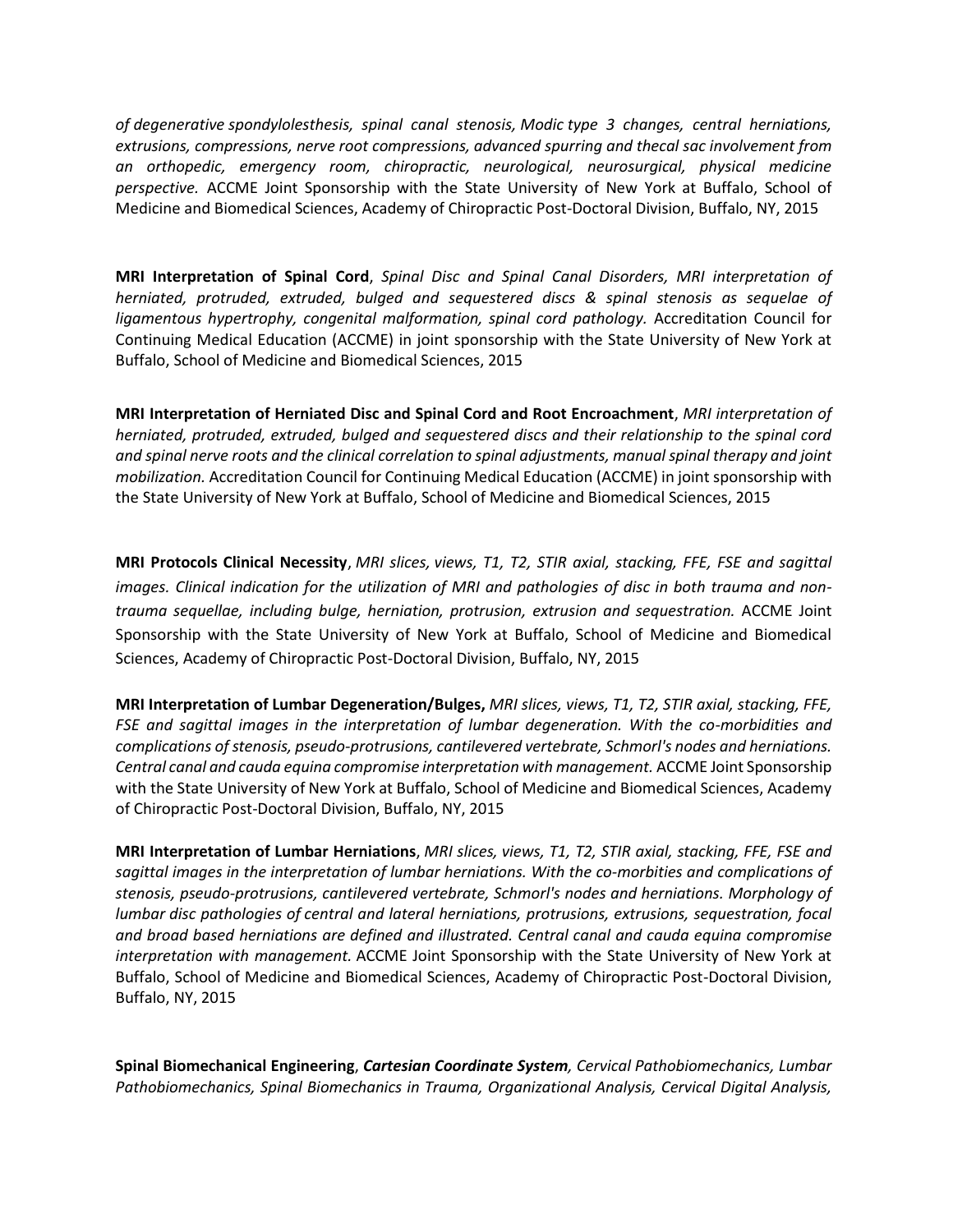*of degenerative spondylolesthesis, spinal canal stenosis, Modic type 3 changes, central herniations, extrusions, compressions, nerve root compressions, advanced spurring and thecal sac involvement from an orthopedic, emergency room, chiropractic, neurological, neurosurgical, physical medicine perspective.* ACCME Joint Sponsorship with the State University of New York at Buffalo, School of Medicine and Biomedical Sciences, Academy of Chiropractic Post-Doctoral Division, Buffalo, NY, 2015

**MRI Interpretation of Spinal Cord**, *Spinal Disc and Spinal Canal Disorders, MRI interpretation of herniated, protruded, extruded, bulged and sequestered discs & spinal stenosis as sequelae of ligamentous hypertrophy, congenital malformation, spinal cord pathology.* Accreditation Council for Continuing Medical Education (ACCME) in joint sponsorship with the State University of New York at Buffalo, School of Medicine and Biomedical Sciences, 2015

**MRI Interpretation of Herniated Disc and Spinal Cord and Root Encroachment**, *MRI interpretation of herniated, protruded, extruded, bulged and sequestered discs and their relationship to the spinal cord and spinal nerve roots and the clinical correlation to spinal adjustments, manual spinal therapy and joint mobilization.* Accreditation Council for Continuing Medical Education (ACCME) in joint sponsorship with the State University of New York at Buffalo, School of Medicine and Biomedical Sciences, 2015

**MRI Protocols Clinical Necessity**, *MRI slices, views, T1, T2, STIR axial, stacking, FFE, FSE and sagittal images. Clinical indication for the utilization of MRI and pathologies of disc in both trauma and non-trauma sequellae, including bulge, herniation, protrusion, extrusion and sequestration.* ACCME Joint Sponsorship with the State University of New York at Buffalo, School of Medicine and Biomedical Sciences, Academy of Chiropractic Post-Doctoral Division, Buffalo, NY, 2015

**MRI Interpretation of Lumbar Degeneration/Bulges,** *MRI slices, views, T1, T2, STIR axial, stacking, FFE, FSE and sagittal images in the interpretation of lumbar degeneration. With the co-morbidities and complications of stenosis, pseudo-protrusions, cantilevered vertebrate, Schmorl's nodes and herniations. Central canal and cauda equina compromise interpretation with management.* ACCME Joint Sponsorship with the State University of New York at Buffalo, School of Medicine and Biomedical Sciences, Academy of Chiropractic Post-Doctoral Division, Buffalo, NY, 2015

**MRI Interpretation of Lumbar Herniations**, *MRI slices, views, T1, T2, STIR axial, stacking, FFE, FSE and sagittal images in the interpretation of lumbar herniations. With the co-morbities and complications of stenosis, pseudo-protrusions, cantilevered vertebrate, Schmorl's nodes and herniations. Morphology of lumbar disc pathologies of central and lateral herniations, protrusions, extrusions, sequestration, focal and broad based herniations are defined and illustrated. Central canal and cauda equina compromise interpretation with management.* ACCME Joint Sponsorship with the State University of New York at Buffalo, School of Medicine and Biomedical Sciences, Academy of Chiropractic Post-Doctoral Division, Buffalo, NY, 2015

**Spinal Biomechanical Engineering**, ***Cartesian Coordinate System****, Cervical Pathobiomechanics, Lumbar Pathobiomechanics, Spinal Biomechanics in Trauma, Organizational Analysis, Cervical Digital Analysis,*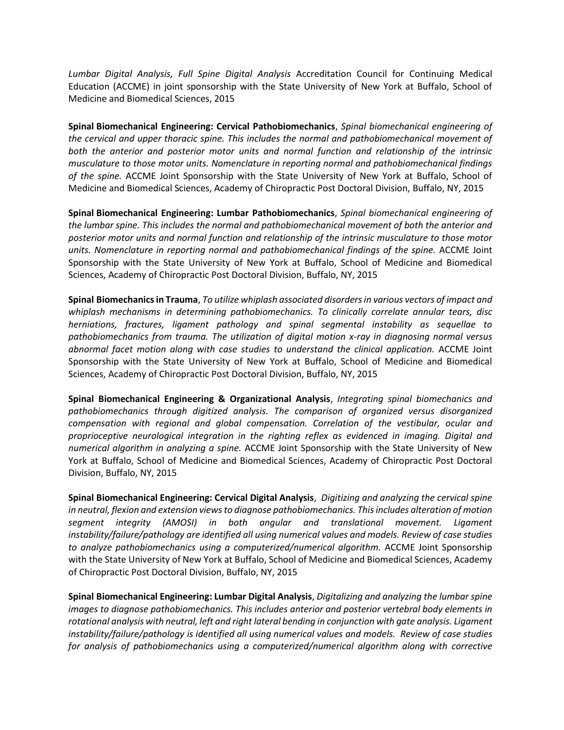*Lumbar Digital Analysis, Full Spine Digital Analysis* Accreditation Council for Continuing Medical Education (ACCME) in joint sponsorship with the State University of New York at Buffalo, School of Medicine and Biomedical Sciences, 2015

**Spinal Biomechanical Engineering: Cervical Pathobiomechanics**, *Spinal biomechanical engineering of the cervical and upper thoracic spine. This includes the normal and pathobiomechanical movement of both the anterior and posterior motor units and normal function and relationship of the intrinsic musculature to those motor units. Nomenclature in reporting normal and pathobiomechanical findings of the spine.* ACCME Joint Sponsorship with the State University of New York at Buffalo, School of Medicine and Biomedical Sciences, Academy of Chiropractic Post Doctoral Division, Buffalo, NY, 2015

**Spinal Biomechanical Engineering: Lumbar Pathobiomechanics**, *Spinal biomechanical engineering of the lumbar spine. This includes the normal and pathobiomechanical movement of both the anterior and posterior motor units and normal function and relationship of the intrinsic musculature to those motor units. Nomenclature in reporting normal and pathobiomechanical findings of the spine.* ACCME Joint Sponsorship with the State University of New York at Buffalo, School of Medicine and Biomedical Sciences, Academy of Chiropractic Post Doctoral Division, Buffalo, NY, 2015

**Spinal Biomechanics in Trauma**, *To utilize whiplash associated disorders in various vectors of impact and whiplash mechanisms in determining pathobiomechanics. To clinically correlate annular tears, disc herniations, fractures, ligament pathology and spinal segmental instability as sequellae to pathobiomechanics from trauma. The utilization of digital motion x-ray in diagnosing normal versus abnormal facet motion along with case studies to understand the clinical application.* ACCME Joint Sponsorship with the State University of New York at Buffalo, School of Medicine and Biomedical Sciences, Academy of Chiropractic Post Doctoral Division, Buffalo, NY, 2015

**Spinal Biomechanical Engineering & Organizational Analysis**, *Integrating spinal biomechanics and pathobiomechanics through digitized analysis. The comparison of organized versus disorganized compensation with regional and global compensation. Correlation of the vestibular, ocular and proprioceptive neurological integration in the righting reflex as evidenced in imaging. Digital and numerical algorithm in analyzing a spine.* ACCME Joint Sponsorship with the State University of New York at Buffalo, School of Medicine and Biomedical Sciences, Academy of Chiropractic Post Doctoral Division, Buffalo, NY, 2015

**Spinal Biomechanical Engineering: Cervical Digital Analysis**, *Digitizing and analyzing the cervical spine in neutral, flexion and extension views to diagnose pathobiomechanics. This includes alteration of motion segment integrity (AMOSI) in both angular and translational movement. Ligament instability/failure/pathology are identified all using numerical values and models. Review of case studies to analyze pathobiomechanics using a computerized/numerical algorithm.* ACCME Joint Sponsorship with the State University of New York at Buffalo, School of Medicine and Biomedical Sciences, Academy of Chiropractic Post Doctoral Division, Buffalo, NY, 2015

**Spinal Biomechanical Engineering: Lumbar Digital Analysis**, *Digitalizing and analyzing the lumbar spine images to diagnose pathobiomechanics. This includes anterior and posterior vertebral body elements in rotational analysis with neutral, left and right lateral bending in conjunction with gate analysis. Ligament instability/failure/pathology is identified all using numerical values and models. Review of case studies for analysis of pathobiomechanics using a computerized/numerical algorithm along with corrective*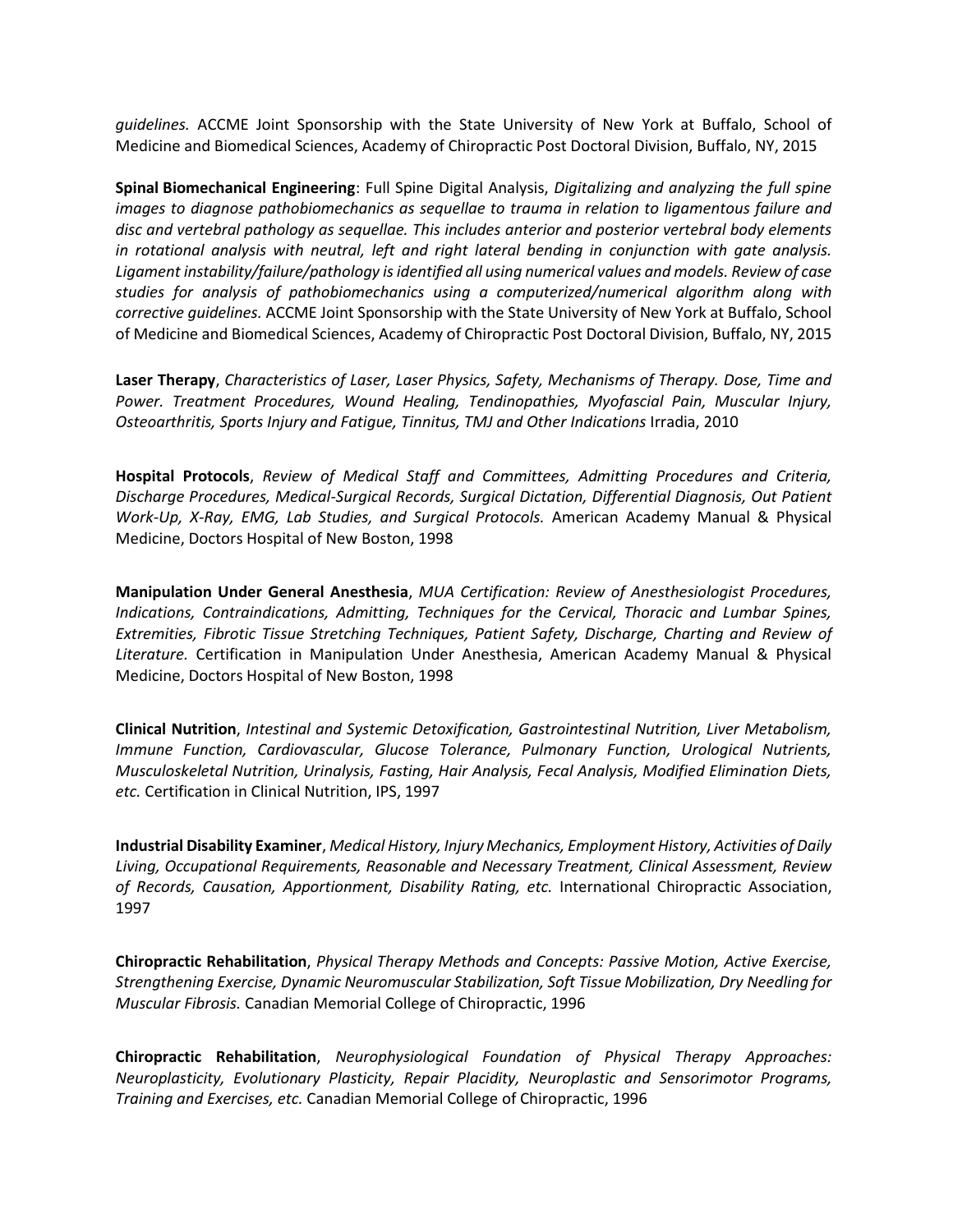*guidelines.* ACCME Joint Sponsorship with the State University of New York at Buffalo, School of Medicine and Biomedical Sciences, Academy of Chiropractic Post Doctoral Division, Buffalo, NY, 2015

**Spinal Biomechanical Engineering**: Full Spine Digital Analysis, *Digitalizing and analyzing the full spine images to diagnose pathobiomechanics as sequellae to trauma in relation to ligamentous failure and disc and vertebral pathology as sequellae. This includes anterior and posterior vertebral body elements in rotational analysis with neutral, left and right lateral bending in conjunction with gate analysis. Ligament instability/failure/pathology is identified all using numerical values and models. Review of case studies for analysis of pathobiomechanics using a computerized/numerical algorithm along with corrective guidelines.* ACCME Joint Sponsorship with the State University of New York at Buffalo, School of Medicine and Biomedical Sciences, Academy of Chiropractic Post Doctoral Division, Buffalo, NY, 2015

**Laser Therapy**, *Characteristics of Laser, Laser Physics, Safety, Mechanisms of Therapy. Dose, Time and Power. Treatment Procedures, Wound Healing, Tendinopathies, Myofascial Pain, Muscular Injury, Osteoarthritis, Sports Injury and Fatigue, Tinnitus, TMJ and Other Indications* Irradia, 2010

**Hospital Protocols**, *Review of Medical Staff and Committees, Admitting Procedures and Criteria, Discharge Procedures, Medical-Surgical Records, Surgical Dictation, Differential Diagnosis, Out Patient Work-Up, X-Ray, EMG, Lab Studies, and Surgical Protocols.* American Academy Manual & Physical Medicine, Doctors Hospital of New Boston, 1998

**Manipulation Under General Anesthesia**, *MUA Certification: Review of Anesthesiologist Procedures, Indications, Contraindications, Admitting, Techniques for the Cervical, Thoracic and Lumbar Spines, Extremities, Fibrotic Tissue Stretching Techniques, Patient Safety, Discharge, Charting and Review of Literature.* Certification in Manipulation Under Anesthesia, American Academy Manual & Physical Medicine, Doctors Hospital of New Boston, 1998

**Clinical Nutrition**, *Intestinal and Systemic Detoxification, Gastrointestinal Nutrition, Liver Metabolism, Immune Function, Cardiovascular, Glucose Tolerance, Pulmonary Function, Urological Nutrients, Musculoskeletal Nutrition, Urinalysis, Fasting, Hair Analysis, Fecal Analysis, Modified Elimination Diets, etc.* Certification in Clinical Nutrition, IPS, 1997

**Industrial Disability Examiner**, *Medical History, Injury Mechanics, Employment History, Activities of Daily Living, Occupational Requirements, Reasonable and Necessary Treatment, Clinical Assessment, Review of Records, Causation, Apportionment, Disability Rating, etc.* International Chiropractic Association, 1997

**Chiropractic Rehabilitation**, *Physical Therapy Methods and Concepts: Passive Motion, Active Exercise, Strengthening Exercise, Dynamic Neuromuscular Stabilization, Soft Tissue Mobilization, Dry Needling for Muscular Fibrosis.* Canadian Memorial College of Chiropractic, 1996

**Chiropractic Rehabilitation**, *Neurophysiological Foundation of Physical Therapy Approaches: Neuroplasticity, Evolutionary Plasticity, Repair Placidity, Neuroplastic and Sensorimotor Programs, Training and Exercises, etc.* Canadian Memorial College of Chiropractic, 1996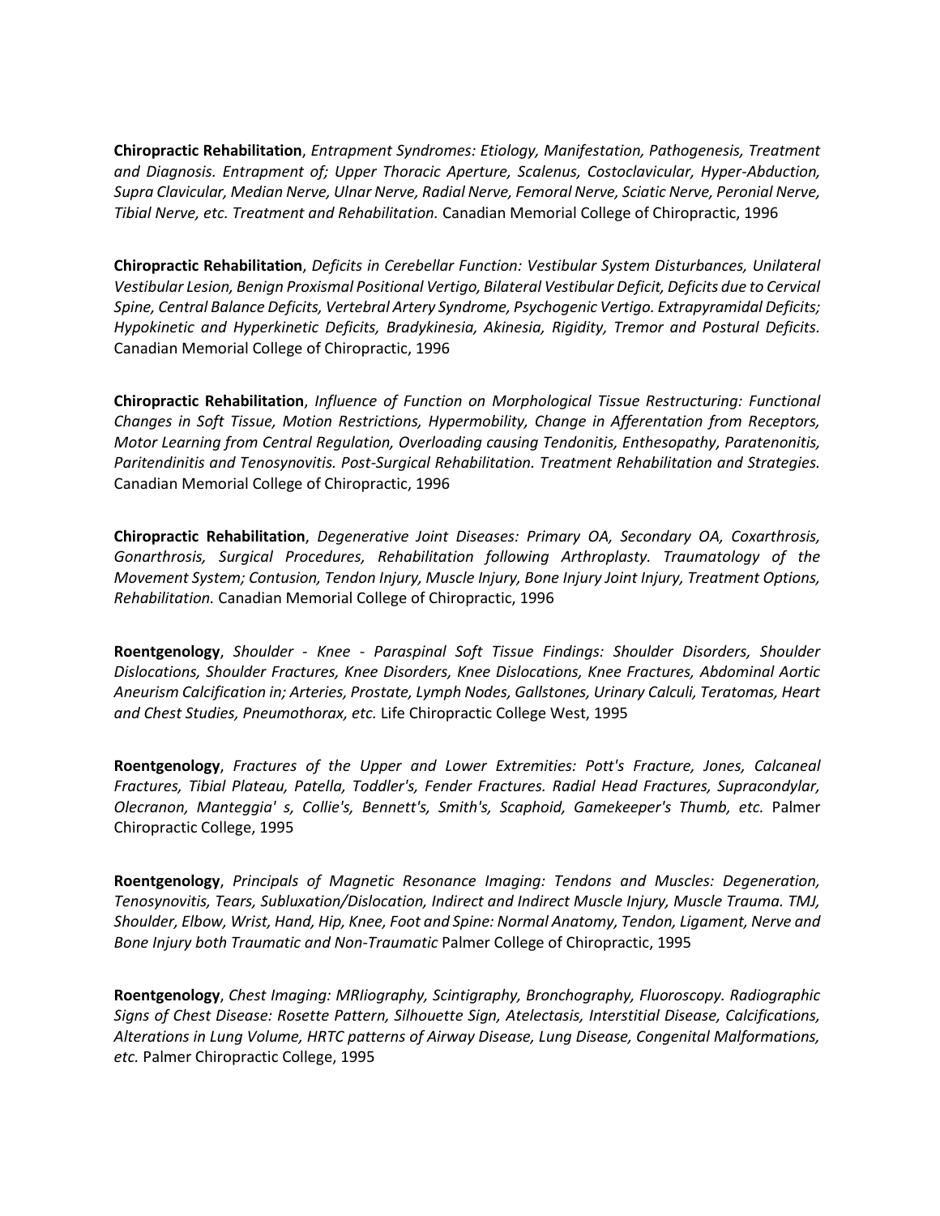**Chiropractic Rehabilitation**, *Entrapment Syndromes: Etiology, Manifestation, Pathogenesis, Treatment and Diagnosis. Entrapment of; Upper Thoracic Aperture, Scalenus, Costoclavicular, Hyper-Abduction, Supra Clavicular, Median Nerve, Ulnar Nerve, Radial Nerve, Femoral Nerve, Sciatic Nerve, Peronial Nerve, Tibial Nerve, etc. Treatment and Rehabilitation.* Canadian Memorial College of Chiropractic, 1996

**Chiropractic Rehabilitation**, *Deficits in Cerebellar Function: Vestibular System Disturbances, Unilateral Vestibular Lesion, Benign Proxismal Positional Vertigo, Bilateral Vestibular Deficit, Deficits due to Cervical Spine, Central Balance Deficits, Vertebral Artery Syndrome, Psychogenic Vertigo. Extrapyramidal Deficits; Hypokinetic and Hyperkinetic Deficits, Bradykinesia, Akinesia, Rigidity, Tremor and Postural Deficits.* Canadian Memorial College of Chiropractic, 1996

**Chiropractic Rehabilitation**, *Influence of Function on Morphological Tissue Restructuring: Functional Changes in Soft Tissue, Motion Restrictions, Hypermobility, Change in Afferentation from Receptors, Motor Learning from Central Regulation, Overloading causing Tendonitis, Enthesopathy, Paratenonitis, Paritendinitis and Tenosynovitis. Post-Surgical Rehabilitation. Treatment Rehabilitation and Strategies.* Canadian Memorial College of Chiropractic, 1996

**Chiropractic Rehabilitation**, *Degenerative Joint Diseases: Primary OA, Secondary OA, Coxarthrosis, Gonarthrosis, Surgical Procedures, Rehabilitation following Arthroplasty. Traumatology of the Movement System; Contusion, Tendon Injury, Muscle Injury, Bone Injury Joint Injury, Treatment Options, Rehabilitation.* Canadian Memorial College of Chiropractic, 1996

**Roentgenology**, *Shoulder - Knee - Paraspinal Soft Tissue Findings: Shoulder Disorders, Shoulder Dislocations, Shoulder Fractures, Knee Disorders, Knee Dislocations, Knee Fractures, Abdominal Aortic Aneurism Calcification in; Arteries, Prostate, Lymph Nodes, Gallstones, Urinary Calculi, Teratomas, Heart and Chest Studies, Pneumothorax, etc.* Life Chiropractic College West, 1995

**Roentgenology**, *Fractures of the Upper and Lower Extremities: Pott's Fracture, Jones, Calcaneal Fractures, Tibial Plateau, Patella, Toddler's, Fender Fractures. Radial Head Fractures, Supracondylar, Olecranon, Manteggia' s, Collie's, Bennett's, Smith's, Scaphoid, Gamekeeper's Thumb, etc.* Palmer Chiropractic College, 1995

**Roentgenology**, *Principals of Magnetic Resonance Imaging: Tendons and Muscles: Degeneration, Tenosynovitis, Tears, Subluxation/Dislocation, Indirect and Indirect Muscle Injury, Muscle Trauma. TMJ, Shoulder, Elbow, Wrist, Hand, Hip, Knee, Foot and Spine: Normal Anatomy, Tendon, Ligament, Nerve and Bone Injury both Traumatic and Non-Traumatic* Palmer College of Chiropractic, 1995

**Roentgenology**, *Chest Imaging: MRIiography, Scintigraphy, Bronchography, Fluoroscopy. Radiographic Signs of Chest Disease: Rosette Pattern, Silhouette Sign, Atelectasis, Interstitial Disease, Calcifications, Alterations in Lung Volume, HRTC patterns of Airway Disease, Lung Disease, Congenital Malformations, etc.* Palmer Chiropractic College, 1995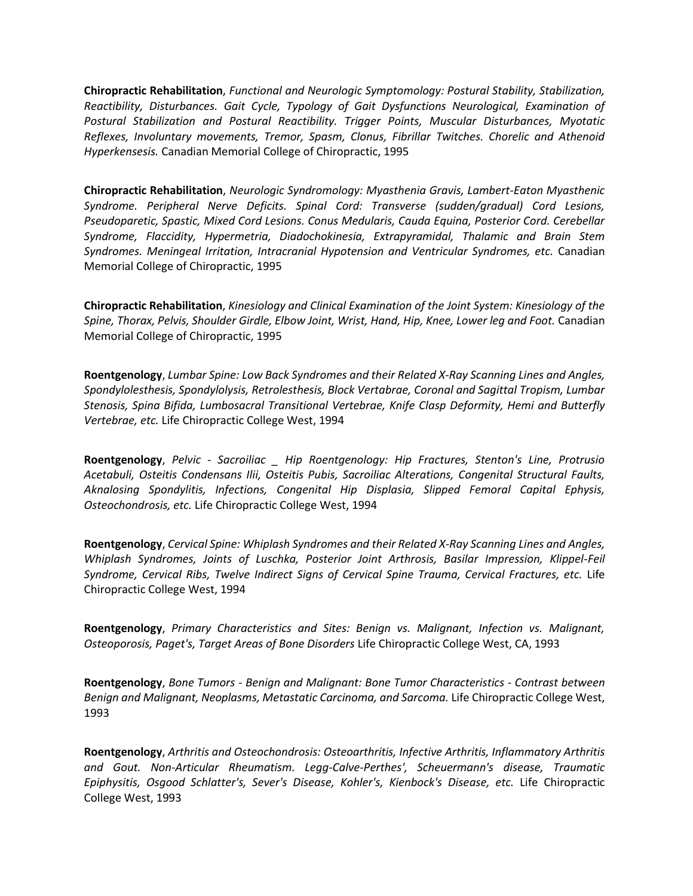**Chiropractic Rehabilitation**, *Functional and Neurologic Symptomology: Postural Stability, Stabilization, Reactibility, Disturbances. Gait Cycle, Typology of Gait Dysfunctions Neurological, Examination of Postural Stabilization and Postural Reactibility. Trigger Points, Muscular Disturbances, Myotatic Reflexes, Involuntary movements, Tremor, Spasm, Clonus, Fibrillar Twitches. Chorelic and Athenoid Hyperkensesis.* Canadian Memorial College of Chiropractic, 1995

**Chiropractic Rehabilitation**, *Neurologic Syndromology: Myasthenia Gravis, Lambert-Eaton Myasthenic Syndrome. Peripheral Nerve Deficits. Spinal Cord: Transverse (sudden/gradual) Cord Lesions, Pseudoparetic, Spastic, Mixed Cord Lesions. Conus Medularis, Cauda Equina, Posterior Cord. Cerebellar Syndrome, Flaccidity, Hypermetria, Diadochokinesia, Extrapyramidal, Thalamic and Brain Stem Syndromes. Meningeal Irritation, Intracranial Hypotension and Ventricular Syndromes, etc.* Canadian Memorial College of Chiropractic, 1995

**Chiropractic Rehabilitation**, *Kinesiology and Clinical Examination of the Joint System: Kinesiology of the Spine, Thorax, Pelvis, Shoulder Girdle, Elbow Joint, Wrist, Hand, Hip, Knee, Lower leg and Foot.* Canadian Memorial College of Chiropractic, 1995

**Roentgenology**, *Lumbar Spine: Low Back Syndromes and their Related X-Ray Scanning Lines and Angles, Spondylolesthesis, Spondylolysis, Retrolesthesis, Block Vertabrae, Coronal and Sagittal Tropism, Lumbar Stenosis, Spina Bifida, Lumbosacral Transitional Vertebrae, Knife Clasp Deformity, Hemi and Butterfly Vertebrae, etc.* Life Chiropractic College West, 1994

**Roentgenology**, *Pelvic - Sacroiliac _ Hip Roentgenology: Hip Fractures, Stenton's Line, Protrusio Acetabuli, Osteitis Condensans Ilii, Osteitis Pubis, Sacroiliac Alterations, Congenital Structural Faults, Aknalosing Spondylitis, Infections, Congenital Hip Displasia, Slipped Femoral Capital Ephysis, Osteochondrosis, etc.* Life Chiropractic College West, 1994

**Roentgenology**, *Cervical Spine: Whiplash Syndromes and their Related X-Ray Scanning Lines and Angles, Whiplash Syndromes, Joints of Luschka, Posterior Joint Arthrosis, Basilar Impression, Klippel-Feil Syndrome, Cervical Ribs, Twelve Indirect Signs of Cervical Spine Trauma, Cervical Fractures, etc.* Life Chiropractic College West, 1994

**Roentgenology**, *Primary Characteristics and Sites: Benign vs. Malignant, Infection vs. Malignant, Osteoporosis, Paget's, Target Areas of Bone Disorders* Life Chiropractic College West, CA, 1993

**Roentgenology**, *Bone Tumors - Benign and Malignant: Bone Tumor Characteristics - Contrast between Benign and Malignant, Neoplasms, Metastatic Carcinoma, and Sarcoma.* Life Chiropractic College West, 1993

**Roentgenology**, *Arthritis and Osteochondrosis: Osteoarthritis, Infective Arthritis, Inflammatory Arthritis and Gout. Non-Articular Rheumatism. Legg-Calve-Perthes', Scheuermann's disease, Traumatic Epiphysitis, Osgood Schlatter's, Sever's Disease, Kohler's, Kienbock's Disease, etc.* Life Chiropractic College West, 1993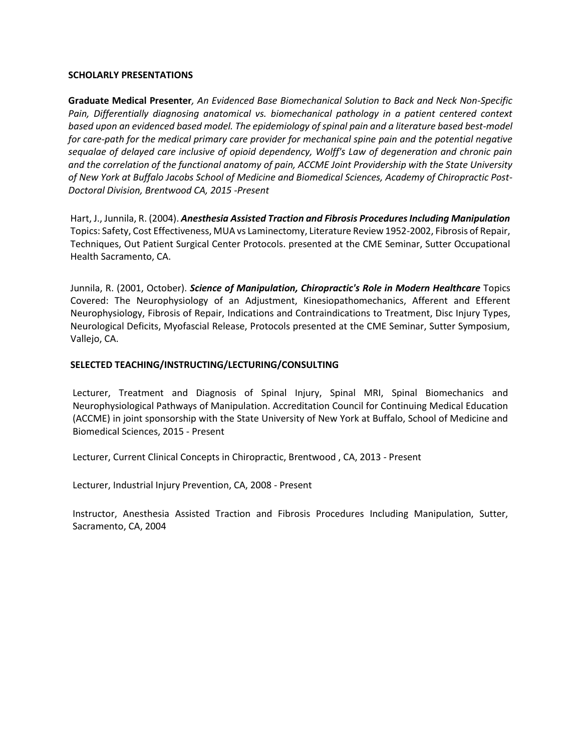## SCHOLARLY PRESENTATIONS

**Graduate Medical Presenter***, An Evidenced Base Biomechanical Solution to Back and Neck Non-Specific Pain, Differentially diagnosing anatomical vs. biomechanical pathology in a patient centered context based upon an evidenced based model. The epidemiology of spinal pain and a literature based best-model for care-path for the medical primary care provider for mechanical spine pain and the potential negative sequalae of delayed care inclusive of opioid dependency, Wolff's Law of degeneration and chronic pain and the correlation of the functional anatomy of pain, ACCME Joint Providership with the State University of New York at Buffalo Jacobs School of Medicine and Biomedical Sciences, Academy of Chiropractic Post-Doctoral Division, Brentwood CA, 2015 -Present*

Hart, J., Junnila, R. (2004). ***Anesthesia Assisted Traction and Fibrosis Procedures Including Manipulation*** Topics: Safety, Cost Effectiveness, MUA vs Laminectomy, Literature Review 1952-2002, Fibrosis of Repair, Techniques, Out Patient Surgical Center Protocols. presented at the CME Seminar, Sutter Occupational Health Sacramento, CA.

Junnila, R. (2001, October). ***Science of Manipulation, Chiropractic's Role in Modern Healthcare*** Topics Covered: The Neurophysiology of an Adjustment, Kinesiopathomechanics, Afferent and Efferent Neurophysiology, Fibrosis of Repair, Indications and Contraindications to Treatment, Disc Injury Types, Neurological Deficits, Myofascial Release, Protocols presented at the CME Seminar, Sutter Symposium, Vallejo, CA.

## SELECTED TEACHING/INSTRUCTING/LECTURING/CONSULTING

Lecturer, Treatment and Diagnosis of Spinal Injury, Spinal MRI, Spinal Biomechanics and Neurophysiological Pathways of Manipulation. Accreditation Council for Continuing Medical Education (ACCME) in joint sponsorship with the State University of New York at Buffalo, School of Medicine and Biomedical Sciences, 2015 - Present

Lecturer, Current Clinical Concepts in Chiropractic, Brentwood , CA, 2013 - Present

Lecturer, Industrial Injury Prevention, CA, 2008 - Present

Instructor, Anesthesia Assisted Traction and Fibrosis Procedures Including Manipulation, Sutter, Sacramento, CA, 2004